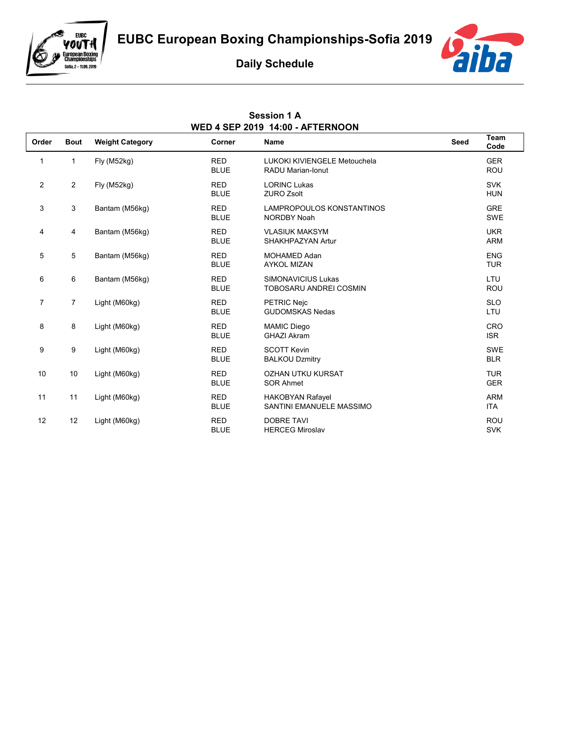# EUBC European Boxing Championships-Sofia 2019

## Daily Schedule

### Session 1 A
### WED 4 SEP 2019 14:00 - AFTERNOON

| Order | Bout | Weight Category | Corner | Name | Seed | Team Code |
|---|---|---|---|---|---|---|
| 1 | 1 | Fly (M52kg) | RED<br>BLUE | LUKOKI KIVIENGELE Metouchela<br>RADU Marian-Ionut | | GER<br>ROU |
| 2 | 2 | Fly (M52kg) | RED<br>BLUE | LORINC Lukas<br>ZURO Zsolt | | SVK<br>HUN |
| 3 | 3 | Bantam (M56kg) | RED<br>BLUE | LAMPROPOULOS KONSTANTINOS<br>NORDBY Noah | | GRE<br>SWE |
| 4 | 4 | Bantam (M56kg) | RED<br>BLUE | VLASIUK MAKSYM<br>SHAKHPAZYAN Artur | | UKR<br>ARM |
| 5 | 5 | Bantam (M56kg) | RED<br>BLUE | MOHAMED Adan<br>AYKOL MIZAN | | ENG<br>TUR |
| 6 | 6 | Bantam (M56kg) | RED<br>BLUE | SIMONAVICIUS Lukas<br>TOBOSARU ANDREI COSMIN | | LTU<br>ROU |
| 7 | 7 | Light (M60kg) | RED<br>BLUE | PETRIC Nejc<br>GUDOMSKAS Nedas | | SLO<br>LTU |
| 8 | 8 | Light (M60kg) | RED<br>BLUE | MAMIC Diego<br>GHAZI Akram | | CRO<br>ISR |
| 9 | 9 | Light (M60kg) | RED<br>BLUE | SCOTT Kevin<br>BALKOU Dzmitry | | SWE<br>BLR |
| 10 | 10 | Light (M60kg) | RED<br>BLUE | OZHAN UTKU KURSAT<br>SOR Ahmet | | TUR<br>GER |
| 11 | 11 | Light (M60kg) | RED<br>BLUE | HAKOBYAN Rafayel<br>SANTINI EMANUELE MASSIMO | | ARM<br>ITA |
| 12 | 12 | Light (M60kg) | RED<br>BLUE | DOBRE TAVI<br>HERCEG Miroslav | | ROU<br>SVK |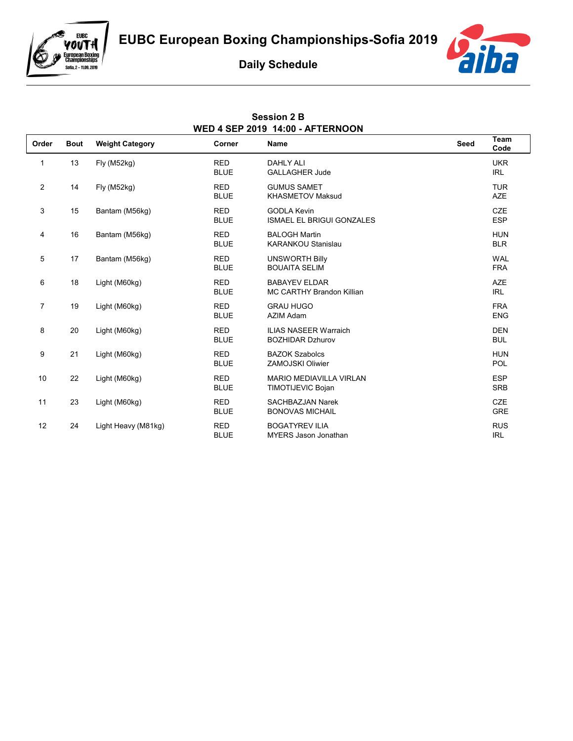# EUBC European Boxing Championships-Sofia 2019

## Daily Schedule

**Session 2 B**
**WED 4 SEP 2019 14:00 - AFTERNOON**

| Order | Bout | Weight Category | Corner | Name | Seed | Team Code |
|---|---|---|---|---|---|---|
| 1 | 13 | Fly (M52kg) | RED | DAHLY ALI | | UKR |
| | | | BLUE | GALLAGHER Jude | | IRL |
| 2 | 14 | Fly (M52kg) | RED | GUMUS SAMET | | TUR |
| | | | BLUE | KHASMETOV Maksud | | AZE |
| 3 | 15 | Bantam (M56kg) | RED | GODLA Kevin | | CZE |
| | | | BLUE | ISMAEL EL BRIGUI GONZALES | | ESP |
| 4 | 16 | Bantam (M56kg) | RED | BALOGH Martin | | HUN |
| | | | BLUE | KARANKOU Stanislau | | BLR |
| 5 | 17 | Bantam (M56kg) | RED | UNSWORTH Billy | | WAL |
| | | | BLUE | BOUAITA SELIM | | FRA |
| 6 | 18 | Light (M60kg) | RED | BABAYEV ELDAR | | AZE |
| | | | BLUE | MC CARTHY Brandon Killian | | IRL |
| 7 | 19 | Light (M60kg) | RED | GRAU HUGO | | FRA |
| | | | BLUE | AZIM Adam | | ENG |
| 8 | 20 | Light (M60kg) | RED | ILIAS NASEER Warraich | | DEN |
| | | | BLUE | BOZHIDAR Dzhurov | | BUL |
| 9 | 21 | Light (M60kg) | RED | BAZOK Szabolcs | | HUN |
| | | | BLUE | ZAMOJSKI Oliwier | | POL |
| 10 | 22 | Light (M60kg) | RED | MARIO MEDIAVILLA VIRLAN | | ESP |
| | | | BLUE | TIMOTIJEVIC Bojan | | SRB |
| 11 | 23 | Light (M60kg) | RED | SACHBAZJAN Narek | | CZE |
| | | | BLUE | BONOVAS MICHAIL | | GRE |
| 12 | 24 | Light Heavy (M81kg) | RED | BOGATYREV ILIA | | RUS |
| | | | BLUE | MYERS Jason Jonathan | | IRL |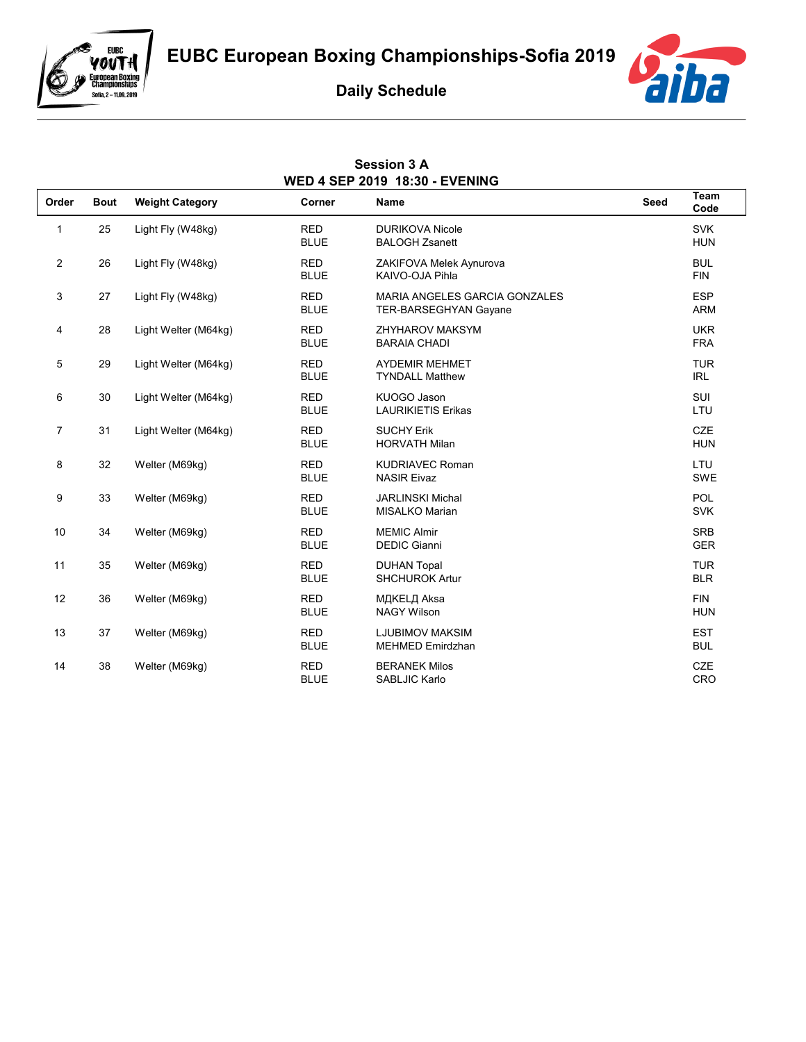# EUBC European Boxing Championships-Sofia 2019

## Daily Schedule

**Session 3 A**
**WED 4 SEP 2019 18:30 - EVENING**

| Order | Bout | Weight Category | Corner | Name | Seed | Team Code |
|---|---|---|---|---|---|---|
| 1 | 25 | Light Fly (W48kg) | RED | DURIKOVA Nicole | | SVK |
| | | | BLUE | BALOGH Zsanett | | HUN |
| 2 | 26 | Light Fly (W48kg) | RED | ZAKIFOVA Melek Aynurova | | BUL |
| | | | BLUE | KAIVO-OJA Pihla | | FIN |
| 3 | 27 | Light Fly (W48kg) | RED | MARIA ANGELES GARCIA GONZALES | | ESP |
| | | | BLUE | TER-BARSEGHYAN Gayane | | ARM |
| 4 | 28 | Light Welter (M64kg) | RED | ZHYHAROV MAKSYM | | UKR |
| | | | BLUE | BARAIA CHADI | | FRA |
| 5 | 29 | Light Welter (M64kg) | RED | AYDEMIR MEHMET | | TUR |
| | | | BLUE | TYNDALL Matthew | | IRL |
| 6 | 30 | Light Welter (M64kg) | RED | KUOGO Jason | | SUI |
| | | | BLUE | LAURIKIETIS Erikas | | LTU |
| 7 | 31 | Light Welter (M64kg) | RED | SUCHY Erik | | CZE |
| | | | BLUE | HORVATH Milan | | HUN |
| 8 | 32 | Welter (M69kg) | RED | KUDRIAVEC Roman | | LTU |
| | | | BLUE | NASIR Eivaz | | SWE |
| 9 | 33 | Welter (M69kg) | RED | JARLINSKI Michal | | POL |
| | | | BLUE | MISALKO Marian | | SVK |
| 10 | 34 | Welter (M69kg) | RED | MEMIC Almir | | SRB |
| | | | BLUE | DEDIC Gianni | | GER |
| 11 | 35 | Welter (M69kg) | RED | DUHAN Topal | | TUR |
| | | | BLUE | SHCHUROK Artur | | BLR |
| 12 | 36 | Welter (M69kg) | RED | МДКЕЛД Aksa | | FIN |
| | | | BLUE | NAGY Wilson | | HUN |
| 13 | 37 | Welter (M69kg) | RED | LJUBIMOV MAKSIM | | EST |
| | | | BLUE | MEHMED Emirdzhan | | BUL |
| 14 | 38 | Welter (M69kg) | RED | BERANEK Milos | | CZE |
| | | | BLUE | SABLJIC Karlo | | CRO |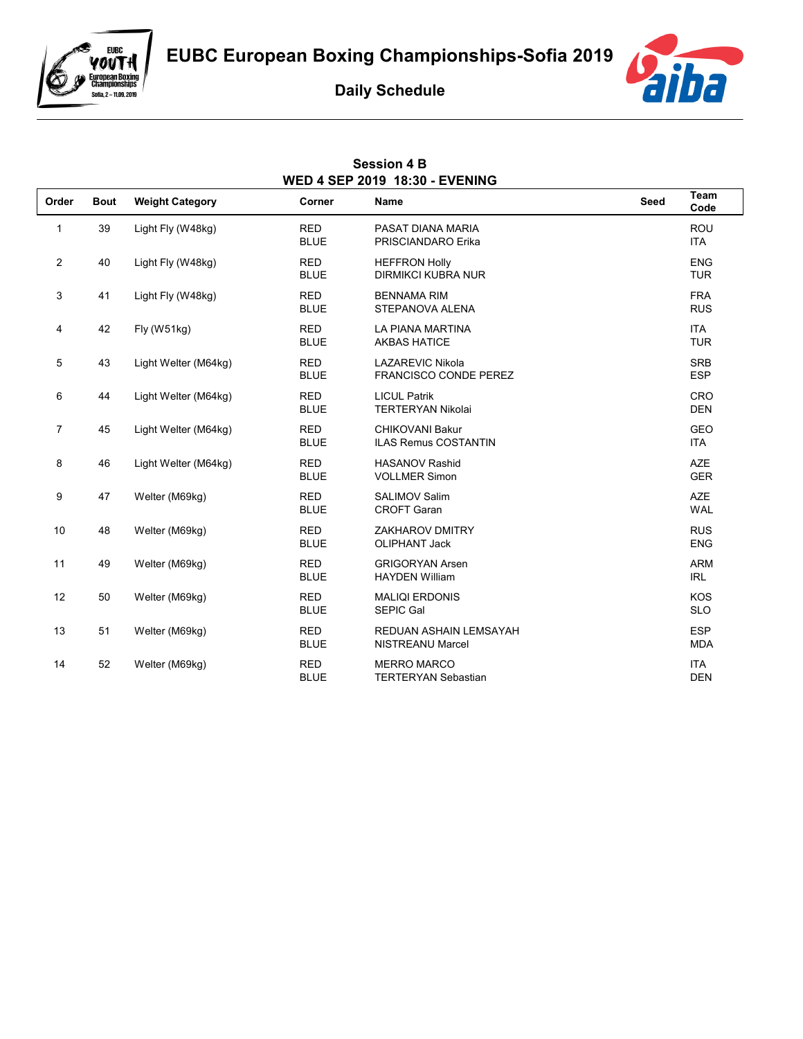# EUBC European Boxing Championships-Sofia 2019

## Daily Schedule

### Session 4 B
### WED 4 SEP 2019 18:30 - EVENING

| Order | Bout | Weight Category | Corner | Name | Seed | Team Code |
|---|---|---|---|---|---|---|
| 1 | 39 | Light Fly (W48kg) | RED | PASAT DIANA MARIA | | ROU |
| | | | BLUE | PRISCIANDARO Erika | | ITA |
| 2 | 40 | Light Fly (W48kg) | RED | HEFFRON Holly | | ENG |
| | | | BLUE | DIRMIKCI KUBRA NUR | | TUR |
| 3 | 41 | Light Fly (W48kg) | RED | BENNAMA RIM | | FRA |
| | | | BLUE | STEPANOVA ALENA | | RUS |
| 4 | 42 | Fly (W51kg) | RED | LA PIANA MARTINA | | ITA |
| | | | BLUE | AKBAS HATICE | | TUR |
| 5 | 43 | Light Welter (M64kg) | RED | LAZAREVIC Nikola | | SRB |
| | | | BLUE | FRANCISCO CONDE PEREZ | | ESP |
| 6 | 44 | Light Welter (M64kg) | RED | LICUL Patrik | | CRO |
| | | | BLUE | TERTERYAN Nikolai | | DEN |
| 7 | 45 | Light Welter (M64kg) | RED | CHIKOVANI Bakur | | GEO |
| | | | BLUE | ILAS Remus COSTANTIN | | ITA |
| 8 | 46 | Light Welter (M64kg) | RED | HASANOV Rashid | | AZE |
| | | | BLUE | VOLLMER Simon | | GER |
| 9 | 47 | Welter (M69kg) | RED | SALIMOV Salim | | AZE |
| | | | BLUE | CROFT Garan | | WAL |
| 10 | 48 | Welter (M69kg) | RED | ZAKHAROV DMITRY | | RUS |
| | | | BLUE | OLIPHANT Jack | | ENG |
| 11 | 49 | Welter (M69kg) | RED | GRIGORYAN Arsen | | ARM |
| | | | BLUE | HAYDEN William | | IRL |
| 12 | 50 | Welter (M69kg) | RED | MALIQI ERDONIS | | KOS |
| | | | BLUE | SEPIC Gal | | SLO |
| 13 | 51 | Welter (M69kg) | RED | REDUAN ASHAIN LEMSAYAH | | ESP |
| | | | BLUE | NISTREANU Marcel | | MDA |
| 14 | 52 | Welter (M69kg) | RED | MERRO MARCO | | ITA |
| | | | BLUE | TERTERYAN Sebastian | | DEN |